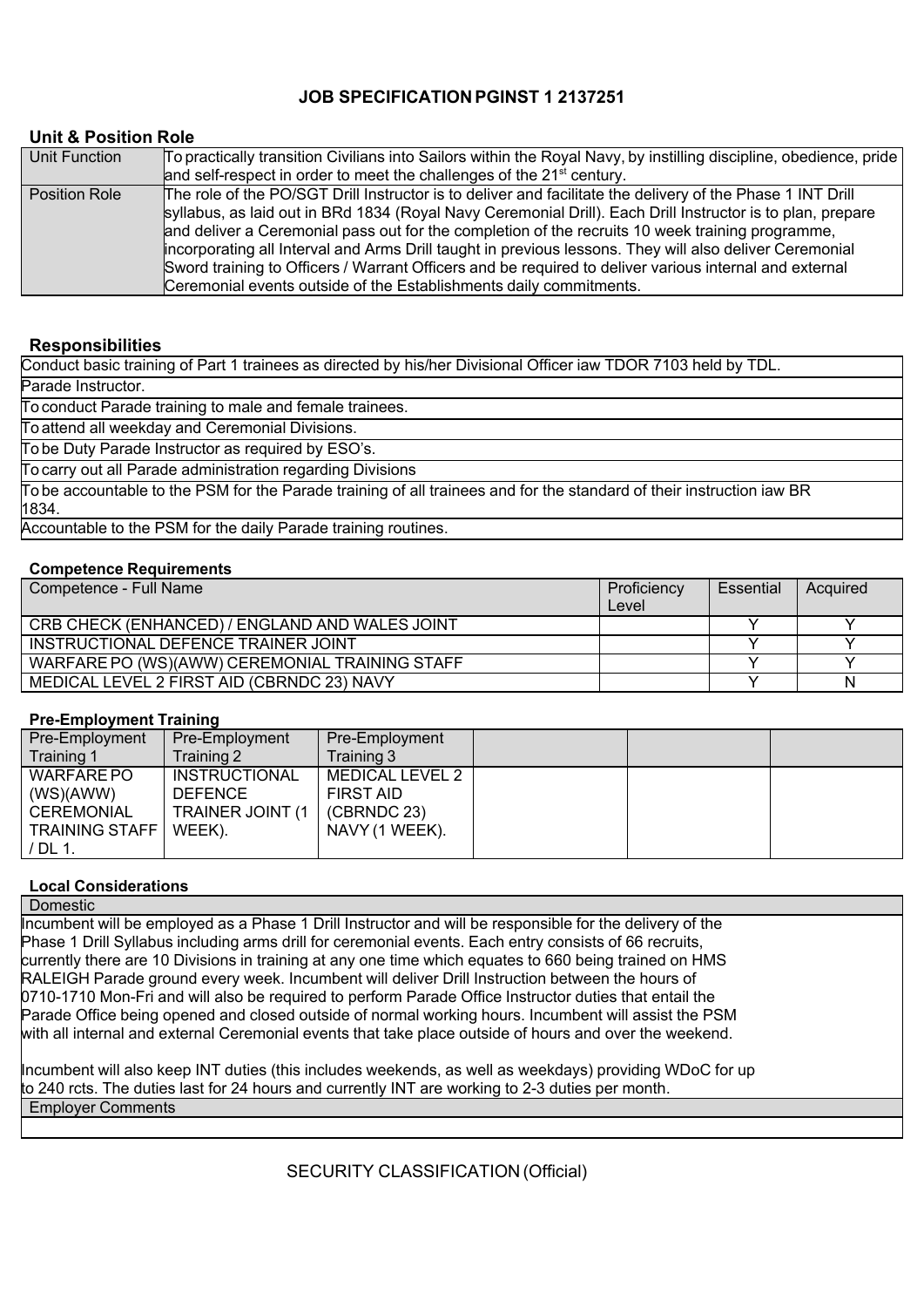# JOB SPECIFICATION PGINST 1 2137251

## Unit & Position Role

| | |
|---|---|
| Unit Function | To practically transition Civilians into Sailors within the Royal Navy, by instilling discipline, obedience, pride and self-respect in order to meet the challenges of the 21st century. |
| Position Role | The role of the PO/SGT Drill Instructor is to deliver and facilitate the delivery of the Phase 1 INT Drill syllabus, as laid out in BRd 1834 (Royal Navy Ceremonial Drill). Each Drill Instructor is to plan, prepare and deliver a Ceremonial pass out for the completion of the recruits 10 week training programme, incorporating all Interval and Arms Drill taught in previous lessons. They will also deliver Ceremonial Sword training to Officers / Warrant Officers and be required to deliver various internal and external Ceremonial events outside of the Establishments daily commitments. |

## Responsibilities

| |
|---|
| Conduct basic training of Part 1 trainees as directed by his/her Divisional Officer iaw TDOR 7103 held by TDL. |
| Parade Instructor. |
| To conduct Parade training to male and female trainees. |
| To attend all weekday and Ceremonial Divisions. |
| To be Duty Parade Instructor as required by ESO's. |
| To carry out all Parade administration regarding Divisions |
| To be accountable to the PSM for the Parade training of all trainees and for the standard of their instruction iaw BR 1834. |
| Accountable to the PSM for the daily Parade training routines. |

### Competence Requirements

| Competence - Full Name | Proficiency Level | Essential | Acquired |
|---|---|---|---|
| CRB CHECK (ENHANCED) / ENGLAND AND WALES JOINT | | Y | Y |
| INSTRUCTIONAL DEFENCE TRAINER JOINT | | Y | Y |
| WARFARE PO (WS)(AWW) CEREMONIAL TRAINING STAFF | | Y | Y |
| MEDICAL LEVEL 2 FIRST AID (CBRNDC 23) NAVY | | Y | N |

### Pre-Employment Training

| Pre-Employment Training 1 | Pre-Employment Training 2 | Pre-Employment Training 3 | | | |
|---|---|---|---|---|---|
| WARFARE PO (WS)(AWW) CEREMONIAL TRAINING STAFF / DL 1. | INSTRUCTIONAL DEFENCE TRAINER JOINT (1 WEEK). | MEDICAL LEVEL 2 FIRST AID (CBRNDC 23) NAVY (1 WEEK). | | | |

### Local Considerations

| Domestic |
|---|
| Incumbent will be employed as a Phase 1 Drill Instructor and will be responsible for the delivery of the Phase 1 Drill Syllabus including arms drill for ceremonial events. Each entry consists of 66 recruits, currently there are 10 Divisions in training at any one time which equates to 660 being trained on HMS RALEIGH Parade ground every week. Incumbent will deliver Drill Instruction between the hours of 0710-1710 Mon-Fri and will also be required to perform Parade Office Instructor duties that entail the Parade Office being opened and closed outside of normal working hours. Incumbent will assist the PSM with all internal and external Ceremonial events that take place outside of hours and over the weekend.<br><br>Incumbent will also keep INT duties (this includes weekends, as well as weekdays) providing WDoC for up to 240 rcts. The duties last for 24 hours and currently INT are working to 2-3 duties per month. |
| Employer Comments |
| |

SECURITY CLASSIFICATION (Official)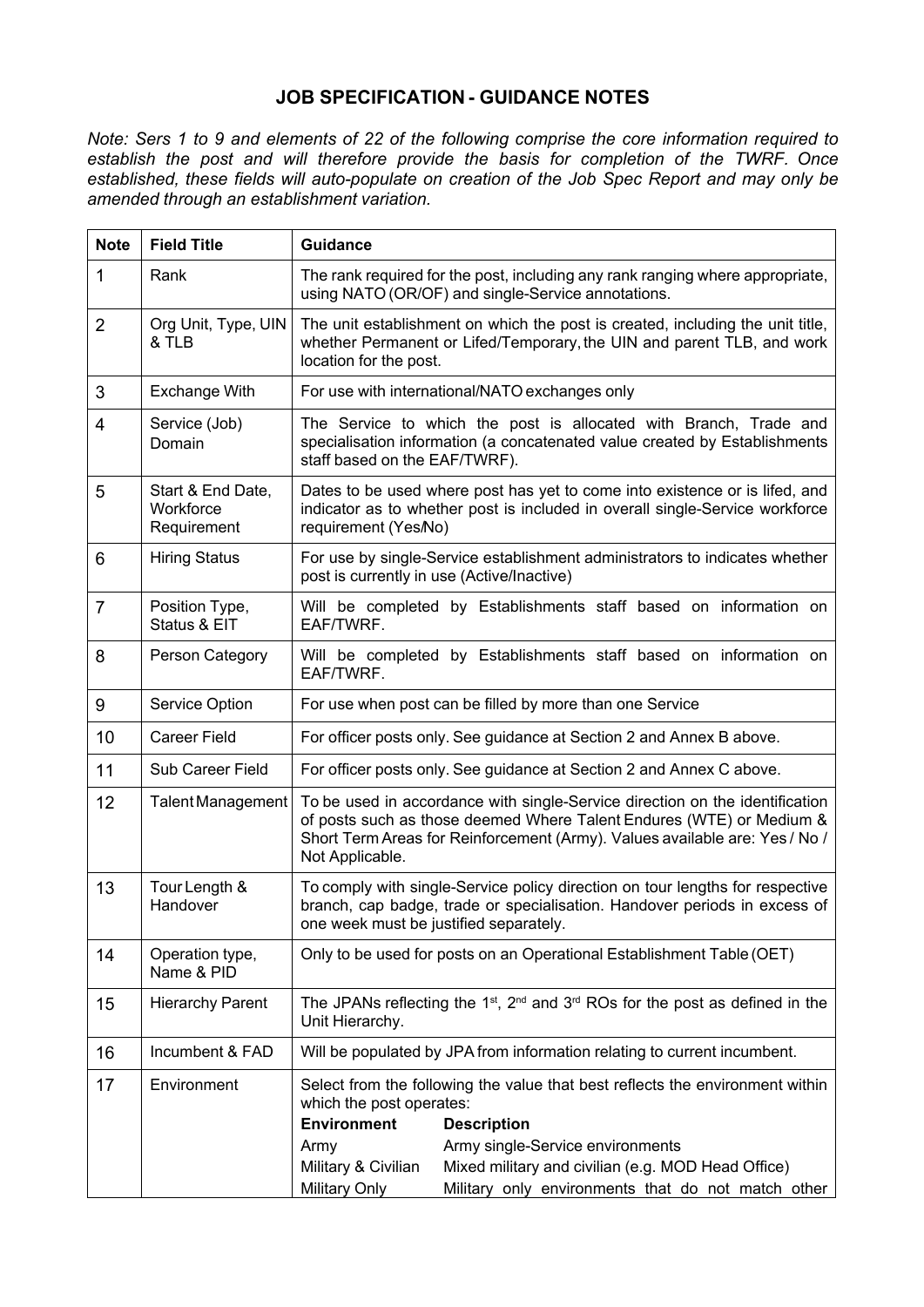# JOB SPECIFICATION - GUIDANCE NOTES

*Note: Sers 1 to 9 and elements of 22 of the following comprise the core information required to establish the post and will therefore provide the basis for completion of the TWRF. Once established, these fields will auto-populate on creation of the Job Spec Report and may only be amended through an establishment variation.*

| Note | Field Title | Guidance |
|---|---|---|
| 1 | Rank | The rank required for the post, including any rank ranging where appropriate, using NATO (OR/OF) and single-Service annotations. |
| 2 | Org Unit, Type, UIN & TLB | The unit establishment on which the post is created, including the unit title, whether Permanent or Lifed/Temporary, the UIN and parent TLB, and work location for the post. |
| 3 | Exchange With | For use with international/NATO exchanges only |
| 4 | Service (Job) Domain | The Service to which the post is allocated with Branch, Trade and specialisation information (a concatenated value created by Establishments staff based on the EAF/TWRF). |
| 5 | Start & End Date, Workforce Requirement | Dates to be used where post has yet to come into existence or is lifed, and indicator as to whether post is included in overall single-Service workforce requirement (Yes/No) |
| 6 | Hiring Status | For use by single-Service establishment administrators to indicates whether post is currently in use (Active/Inactive) |
| 7 | Position Type, Status & EIT | Will be completed by Establishments staff based on information on EAF/TWRF. |
| 8 | Person Category | Will be completed by Establishments staff based on information on EAF/TWRF. |
| 9 | Service Option | For use when post can be filled by more than one Service |
| 10 | Career Field | For officer posts only. See guidance at Section 2 and Annex B above. |
| 11 | Sub Career Field | For officer posts only. See guidance at Section 2 and Annex C above. |
| 12 | Talent Management | To be used in accordance with single-Service direction on the identification of posts such as those deemed Where Talent Endures (WTE) or Medium & Short Term Areas for Reinforcement (Army). Values available are: Yes / No / Not Applicable. |
| 13 | Tour Length & Handover | To comply with single-Service policy direction on tour lengths for respective branch, cap badge, trade or specialisation. Handover periods in excess of one week must be justified separately. |
| 14 | Operation type, Name & PID | Only to be used for posts on an Operational Establishment Table (OET) |
| 15 | Hierarchy Parent | The JPANs reflecting the 1st, 2nd and 3rd ROs for the post as defined in the Unit Hierarchy. |
| 16 | Incumbent & FAD | Will be populated by JPA from information relating to current incumbent. |
| 17 | Environment | Select from the following the value that best reflects the environment within which the post operates:<br>**Environment** — **Description**<br>Army — Army single-Service environments<br>Military & Civilian — Mixed military and civilian (e.g. MOD Head Office)<br>Military Only — Military only environments that do not match other |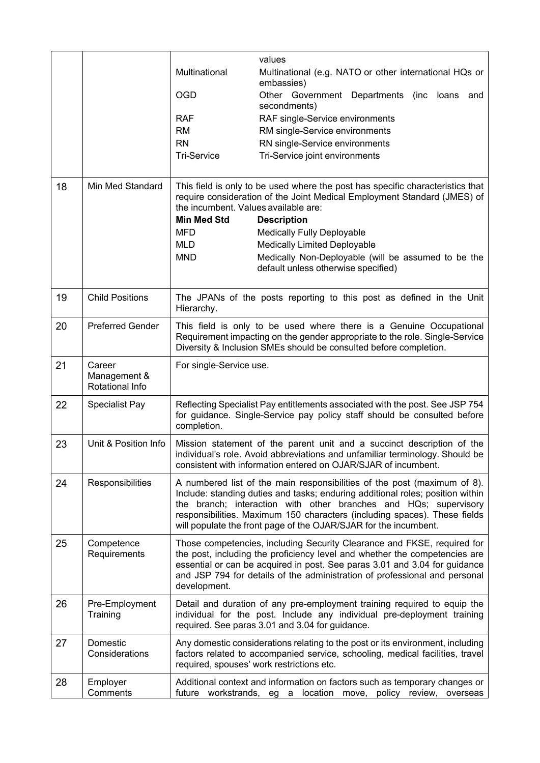| | | |
|---|---|---|
| | | values<br>Multinational — Multinational (e.g. NATO or other international HQs or embassies)<br>OGD — Other Government Departments (inc loans and secondments)<br>RAF — RAF single-Service environments<br>RM — RM single-Service environments<br>RN — RN single-Service environments<br>Tri-Service — Tri-Service joint environments |
| 18 | Min Med Standard | This field is only to be used where the post has specific characteristics that require consideration of the Joint Medical Employment Standard (JMES) of the incumbent. Values available are:<br>**Min Med Std** — **Description**<br>MFD — Medically Fully Deployable<br>MLD — Medically Limited Deployable<br>MND — Medically Non-Deployable (will be assumed to be the default unless otherwise specified) |
| 19 | Child Positions | The JPANs of the posts reporting to this post as defined in the Unit Hierarchy. |
| 20 | Preferred Gender | This field is only to be used where there is a Genuine Occupational Requirement impacting on the gender appropriate to the role. Single-Service Diversity & Inclusion SMEs should be consulted before completion. |
| 21 | Career Management & Rotational Info | For single-Service use. |
| 22 | Specialist Pay | Reflecting Specialist Pay entitlements associated with the post. See JSP 754 for guidance. Single-Service pay policy staff should be consulted before completion. |
| 23 | Unit & Position Info | Mission statement of the parent unit and a succinct description of the individual's role. Avoid abbreviations and unfamiliar terminology. Should be consistent with information entered on OJAR/SJAR of incumbent. |
| 24 | Responsibilities | A numbered list of the main responsibilities of the post (maximum of 8). Include: standing duties and tasks; enduring additional roles; position within the branch; interaction with other branches and HQs; supervisory responsibilities. Maximum 150 characters (including spaces). These fields will populate the front page of the OJAR/SJAR for the incumbent. |
| 25 | Competence Requirements | Those competencies, including Security Clearance and FKSE, required for the post, including the proficiency level and whether the competencies are essential or can be acquired in post. See paras 3.01 and 3.04 for guidance and JSP 794 for details of the administration of professional and personal development. |
| 26 | Pre-Employment Training | Detail and duration of any pre-employment training required to equip the individual for the post. Include any individual pre-deployment training required. See paras 3.01 and 3.04 for guidance. |
| 27 | Domestic Considerations | Any domestic considerations relating to the post or its environment, including factors related to accompanied service, schooling, medical facilities, travel required, spouses' work restrictions etc. |
| 28 | Employer Comments | Additional context and information on factors such as temporary changes or future workstrands, eg a location move, policy review, overseas |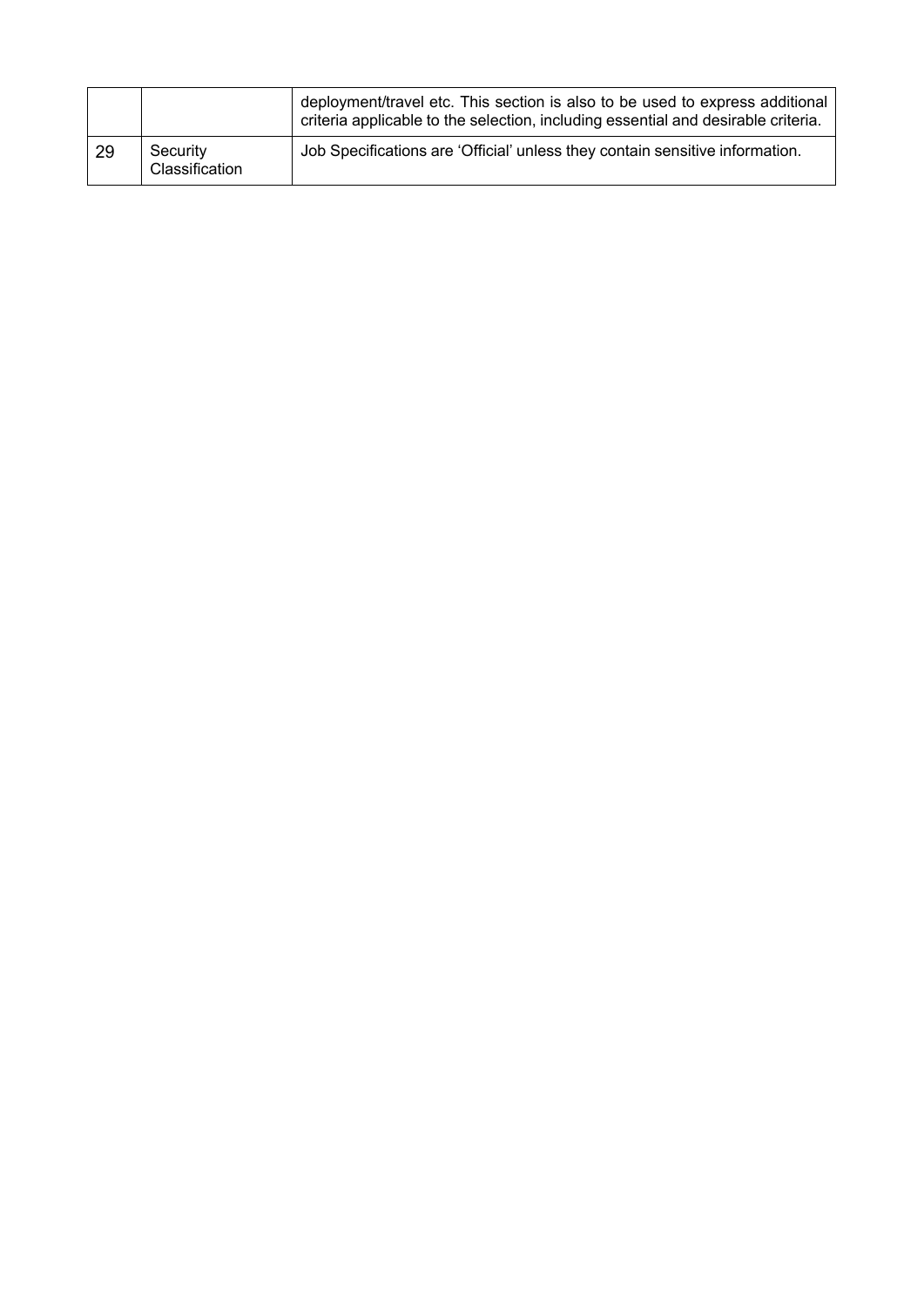| | | |
|---|---|---|
| | | deployment/travel etc. This section is also to be used to express additional criteria applicable to the selection, including essential and desirable criteria. |
| 29 | Security Classification | Job Specifications are 'Official' unless they contain sensitive information. |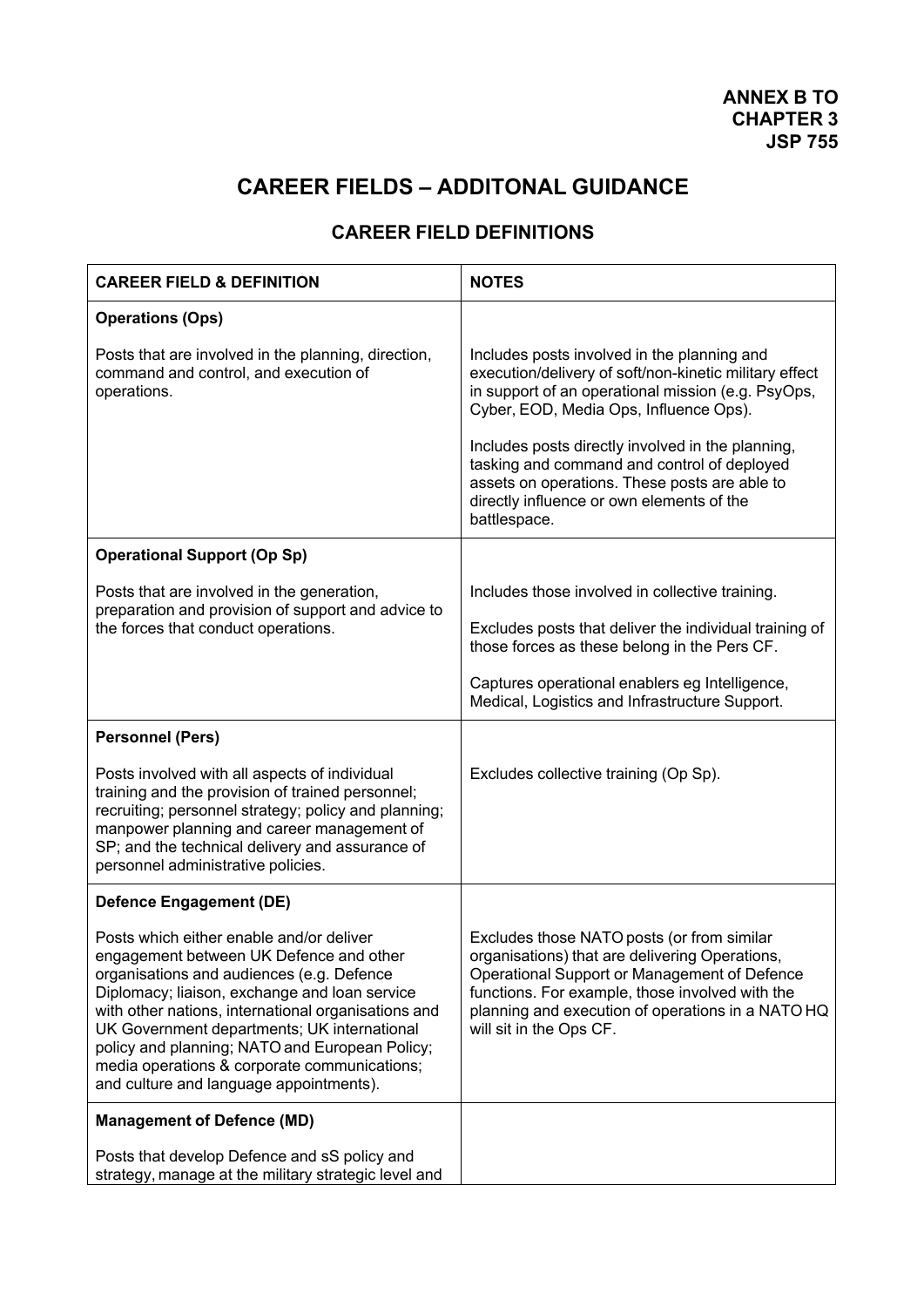**ANNEX B TO CHAPTER 3 JSP 755**

# CAREER FIELDS – ADDITONAL GUIDANCE

## CAREER FIELD DEFINITIONS

| CAREER FIELD & DEFINITION | NOTES |
|---|---|
| **Operations (Ops)**<br><br>Posts that are involved in the planning, direction, command and control, and execution of operations. | Includes posts involved in the planning and execution/delivery of soft/non-kinetic military effect in support of an operational mission (e.g. PsyOps, Cyber, EOD, Media Ops, Influence Ops).<br><br>Includes posts directly involved in the planning, tasking and command and control of deployed assets on operations. These posts are able to directly influence or own elements of the battlespace. |
| **Operational Support (Op Sp)**<br><br>Posts that are involved in the generation, preparation and provision of support and advice to the forces that conduct operations. | Includes those involved in collective training.<br><br>Excludes posts that deliver the individual training of those forces as these belong in the Pers CF.<br><br>Captures operational enablers eg Intelligence, Medical, Logistics and Infrastructure Support. |
| **Personnel (Pers)**<br><br>Posts involved with all aspects of individual training and the provision of trained personnel; recruiting; personnel strategy; policy and planning; manpower planning and career management of SP; and the technical delivery and assurance of personnel administrative policies. | Excludes collective training (Op Sp). |
| **Defence Engagement (DE)**<br><br>Posts which either enable and/or deliver engagement between UK Defence and other organisations and audiences (e.g. Defence Diplomacy; liaison, exchange and loan service with other nations, international organisations and UK Government departments; UK international policy and planning; NATO and European Policy; media operations & corporate communications; and culture and language appointments). | Excludes those NATO posts (or from similar organisations) that are delivering Operations, Operational Support or Management of Defence functions. For example, those involved with the planning and execution of operations in a NATO HQ will sit in the Ops CF. |
| **Management of Defence (MD)**<br><br>Posts that develop Defence and sS policy and strategy, manage at the military strategic level and | |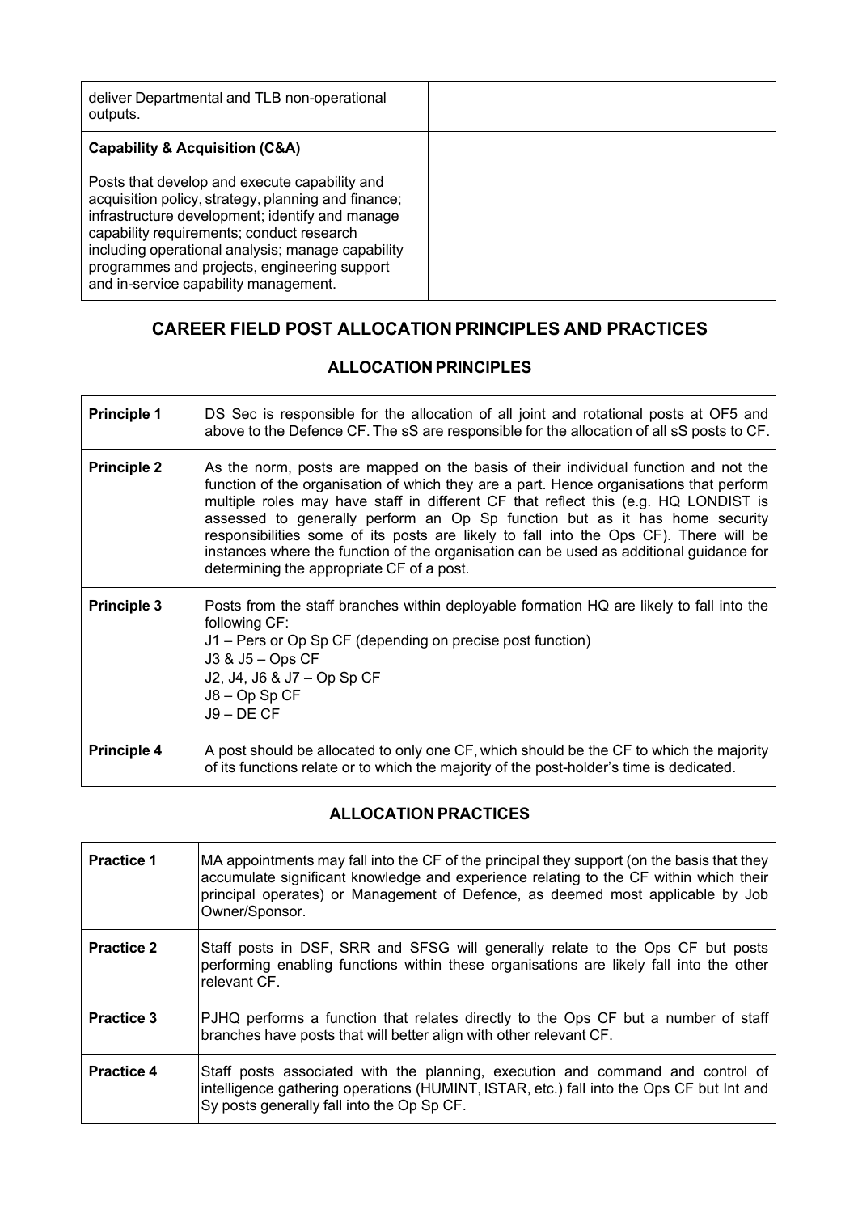| | |
|---|---|
| deliver Departmental and TLB non-operational outputs. | |
| **Capability & Acquisition (C&A)**<br><br>Posts that develop and execute capability and acquisition policy, strategy, planning and finance; infrastructure development; identify and manage capability requirements; conduct research including operational analysis; manage capability programmes and projects, engineering support and in-service capability management. | |

## CAREER FIELD POST ALLOCATION PRINCIPLES AND PRACTICES

### ALLOCATION PRINCIPLES

| | |
|---|---|
| **Principle 1** | DS Sec is responsible for the allocation of all joint and rotational posts at OF5 and above to the Defence CF. The sS are responsible for the allocation of all sS posts to CF. |
| **Principle 2** | As the norm, posts are mapped on the basis of their individual function and not the function of the organisation of which they are a part. Hence organisations that perform multiple roles may have staff in different CF that reflect this (e.g. HQ LONDIST is assessed to generally perform an Op Sp function but as it has home security responsibilities some of its posts are likely to fall into the Ops CF). There will be instances where the function of the organisation can be used as additional guidance for determining the appropriate CF of a post. |
| **Principle 3** | Posts from the staff branches within deployable formation HQ are likely to fall into the following CF:<br>J1 – Pers or Op Sp CF (depending on precise post function)<br>J3 & J5 – Ops CF<br>J2, J4, J6 & J7 – Op Sp CF<br>J8 – Op Sp CF<br>J9 – DE CF |
| **Principle 4** | A post should be allocated to only one CF, which should be the CF to which the majority of its functions relate or to which the majority of the post-holder's time is dedicated. |

### ALLOCATION PRACTICES

| | |
|---|---|
| **Practice 1** | MA appointments may fall into the CF of the principal they support (on the basis that they accumulate significant knowledge and experience relating to the CF within which their principal operates) or Management of Defence, as deemed most applicable by Job Owner/Sponsor. |
| **Practice 2** | Staff posts in DSF, SRR and SFSG will generally relate to the Ops CF but posts performing enabling functions within these organisations are likely fall into the other relevant CF. |
| **Practice 3** | PJHQ performs a function that relates directly to the Ops CF but a number of staff branches have posts that will better align with other relevant CF. |
| **Practice 4** | Staff posts associated with the planning, execution and command and control of intelligence gathering operations (HUMINT, ISTAR, etc.) fall into the Ops CF but Int and Sy posts generally fall into the Op Sp CF. |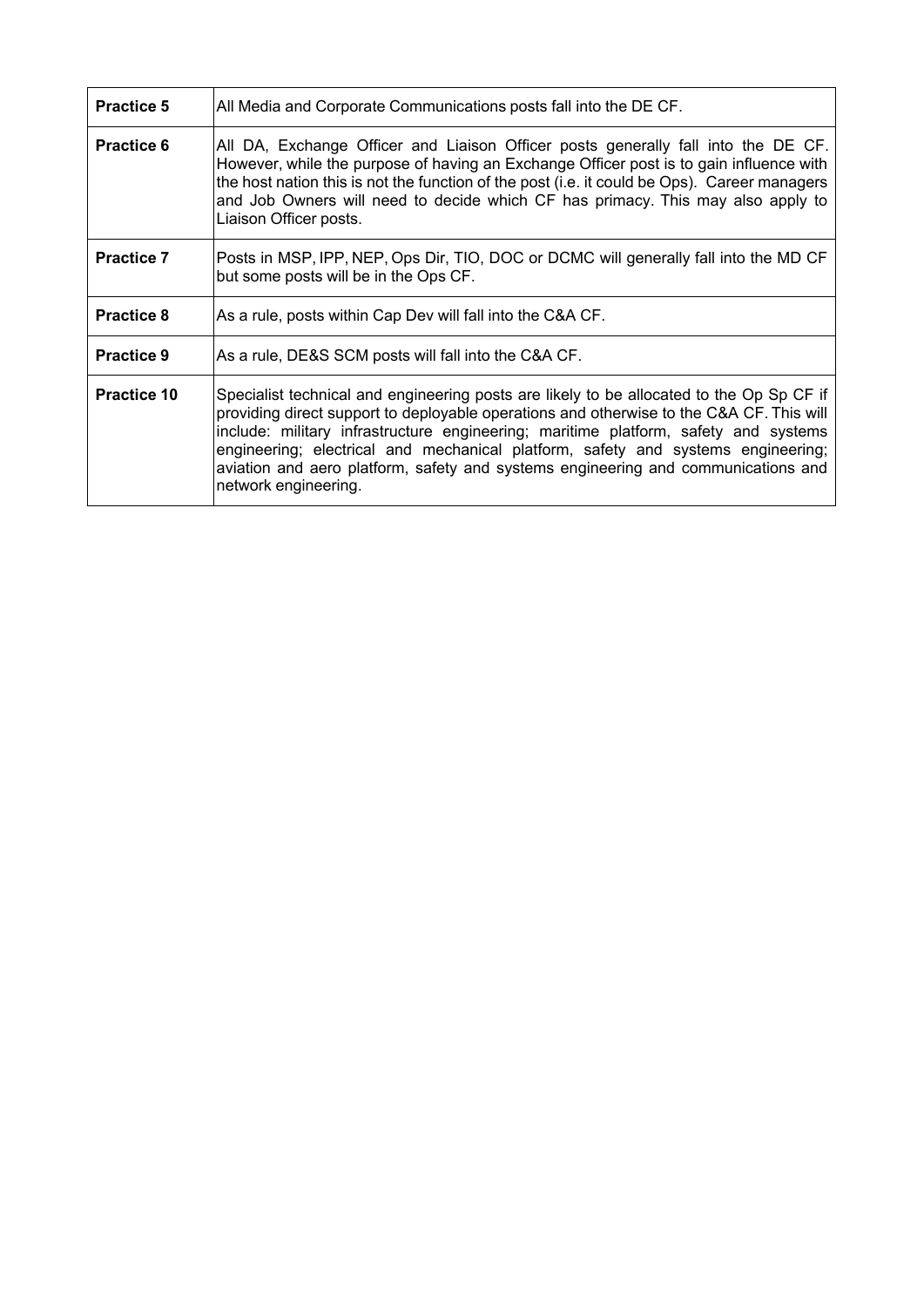| | |
|---|---|
| **Practice 5** | All Media and Corporate Communications posts fall into the DE CF. |
| **Practice 6** | All DA, Exchange Officer and Liaison Officer posts generally fall into the DE CF. However, while the purpose of having an Exchange Officer post is to gain influence with the host nation this is not the function of the post (i.e. it could be Ops). Career managers and Job Owners will need to decide which CF has primacy. This may also apply to Liaison Officer posts. |
| **Practice 7** | Posts in MSP, IPP, NEP, Ops Dir, TIO, DOC or DCMC will generally fall into the MD CF but some posts will be in the Ops CF. |
| **Practice 8** | As a rule, posts within Cap Dev will fall into the C&A CF. |
| **Practice 9** | As a rule, DE&S SCM posts will fall into the C&A CF. |
| **Practice 10** | Specialist technical and engineering posts are likely to be allocated to the Op Sp CF if providing direct support to deployable operations and otherwise to the C&A CF. This will include: military infrastructure engineering; maritime platform, safety and systems engineering; electrical and mechanical platform, safety and systems engineering; aviation and aero platform, safety and systems engineering and communications and network engineering. |